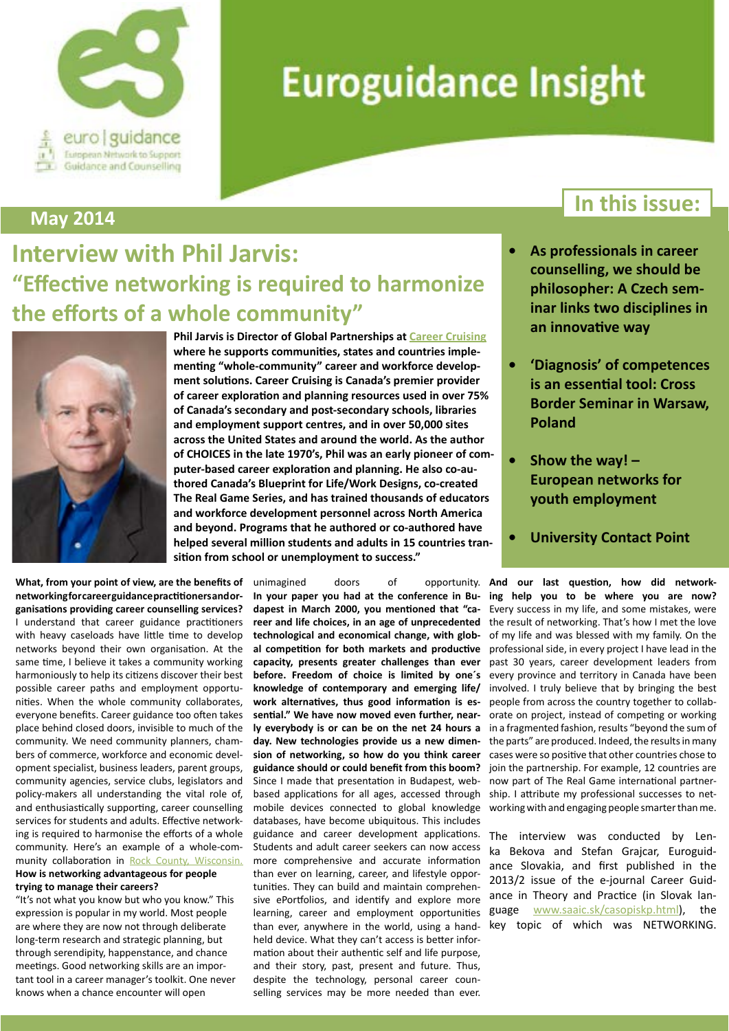# Euroguidance Insight

euro | guidance
European Network to Support Guidance and Counselling

**May 2014**

## In this issue:

- **As professionals in career counselling, we should be philosopher: A Czech seminar links two disciplines in an innovative way**
- **'Diagnosis' of competences is an essential tool: Cross Border Seminar in Warsaw, Poland**
- **Show the way! – European networks for youth employment**
- **University Contact Point**

# Interview with Phil Jarvis:

## "Effective networking is required to harmonize the efforts of a whole community"

**Phil Jarvis is Director of Global Partnerships at Career Cruising where he supports communities, states and countries implementing "whole-community" career and workforce development solutions. Career Cruising is Canada's premier provider of career exploration and planning resources used in over 75% of Canada's secondary and post-secondary schools, libraries and employment support centres, and in over 50,000 sites across the United States and around the world. As the author of CHOICES in the late 1970's, Phil was an early pioneer of computer-based career exploration and planning. He also co-authored Canada's Blueprint for Life/Work Designs, co-created The Real Game Series, and has trained thousands of educators and workforce development personnel across North America and beyond. Programs that he authored or co-authored have helped several million students and adults in 15 countries transition from school or unemployment to success."**

**What, from your point of view, are the benefits of networking for career guidance practitioners and organisations providing career counselling services?**
I understand that career guidance practitioners with heavy caseloads have little time to develop networks beyond their own organisation. At the same time, I believe it takes a community working harmoniously to help its citizens discover their best possible career paths and employment opportunities. When the whole community collaborates, everyone benefits. Career guidance too often takes place behind closed doors, invisible to much of the community. We need community planners, chambers of commerce, workforce and economic development specialist, business leaders, parent groups, community agencies, service clubs, legislators and policy-makers all understanding the vital role of, and enthusiastically supporting, career counselling services for students and adults. Effective networking is required to harmonise the efforts of a whole community. Here's an example of a whole-community collaboration in Rock County, Wisconsin.

**How is networking advantageous for people trying to manage their careers?**
"It's not what you know but who you know." This expression is popular in my world. Most people are where they are now not through deliberate long-term research and strategic planning, but through serendipity, happenstance, and chance meetings. Good networking skills are an important tool in a career manager's toolkit. One never knows when a chance encounter will open unimagined doors of opportunity.

**In your paper you had at the conference in Budapest in March 2000, you mentioned that "career and life choices, in an age of unprecedented technological and economical change, with global competition for both markets and productive capacity, presents greater challenges than ever before. Freedom of choice is limited by one´s knowledge of contemporary and emerging life/work alternatives, thus good information is essential." We have now moved even further, nearly everybody is or can be on the net 24 hours a day. New technologies provide us a new dimension of networking, so how do you think career guidance should or could benefit from this boom?**
Since I made that presentation in Budapest, web-based applications for all ages, accessed through mobile devices connected to global knowledge databases, have become ubiquitous. This includes guidance and career development applications. Students and adult career seekers can now access more comprehensive and accurate information than ever on learning, career, and lifestyle opportunities. They can build and maintain comprehensive ePortfolios, and identify and explore more learning, career and employment opportunities than ever, anywhere in the world, using a hand-held device. What they can't access is better information about their authentic self and life purpose, and their story, past, present and future. Thus, despite the technology, personal career counselling services may be more needed than ever.

**And our last question, how did networking help you to be where you are now?**
Every success in my life, and some mistakes, were the result of networking. That's how I met the love of my life and was blessed with my family. On the professional side, in every project I have lead in the past 30 years, career development leaders from every province and territory in Canada have been involved. I truly believe that by bringing the best people from across the country together to collaborate on project, instead of competing or working in a fragmented fashion, results "beyond the sum of the parts" are produced. Indeed, the results in many cases were so positive that other countries chose to join the partnership. For example, 12 countries are now part of The Real Game international partnership. I attribute my professional successes to networking with and engaging people smarter than me.

The interview was conducted by Lenka Bekova and Stefan Grajcar, Euroguidance Slovakia, and first published in the 2013/2 issue of the e-journal Career Guidance in Theory and Practice (in Slovak language www.saaic.sk/casopiskp.html), the key topic of which was NETWORKING.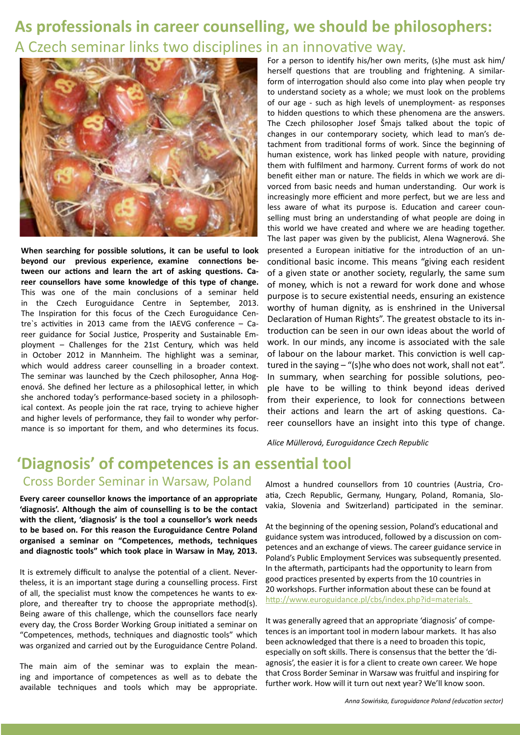# As professionals in career counselling, we should be philosophers:

## A Czech seminar links two disciplines in an innovative way.

**When searching for possible solutions, it can be useful to look beyond our previous experience, examine connections between our actions and learn the art of asking questions. Career counsellors have some knowledge of this type of change.** This was one of the main conclusions of a seminar held in the Czech Euroguidance Centre in September, 2013. The Inspiration for this focus of the Czech Euroguidance Centre`s activities in 2013 came from the IAEVG conference – Career guidance for Social Justice, Prosperity and Sustainable Employment – Challenges for the 21st Century, which was held in October 2012 in Mannheim. The highlight was a seminar, which would address career counselling in a broader context. The seminar was launched by the Czech philosopher, Anna Hogenová. She defined her lecture as a philosophical letter, in which she anchored today's performance-based society in a philosophical context. As people join the rat race, trying to achieve higher and higher levels of performance, they fail to wonder why performance is so important for them, and who determines its focus.

For a person to identify his/her own merits, (s)he must ask him/herself questions that are troubling and frightening. A similar-form of interrogation should also come into play when people try to understand society as a whole; we must look on the problems of our age - such as high levels of unemployment- as responses to hidden questions to which these phenomena are the answers. The Czech philosopher Josef Šmajs talked about the topic of changes in our contemporary society, which lead to man's detachment from traditional forms of work. Since the beginning of human existence, work has linked people with nature, providing them with fulfilment and harmony. Current forms of work do not benefit either man or nature. The fields in which we work are divorced from basic needs and human understanding. Our work is increasingly more efficient and more perfect, but we are less and less aware of what its purpose is. Education and career counselling must bring an understanding of what people are doing in this world we have created and where we are heading together. The last paper was given by the publicist, Alena Wagnerová. She presented a European initiative for the introduction of an unconditional basic income. This means "giving each resident of a given state or another society, regularly, the same sum of money, which is not a reward for work done and whose purpose is to secure existential needs, ensuring an existence worthy of human dignity, as is enshrined in the Universal Declaration of Human Rights". The greatest obstacle to its introduction can be seen in our own ideas about the world of work. In our minds, any income is associated with the sale of labour on the labour market. This conviction is well captured in the saying – "(s)he who does not work, shall not eat". In summary, when searching for possible solutions, people have to be willing to think beyond ideas derived from their experience, to look for connections between their actions and learn the art of asking questions. Career counsellors have an insight into this type of change.

*Alice Müllerová, Euroguidance Czech Republic*

# 'Diagnosis' of competences is an essential tool

## Cross Border Seminar in Warsaw, Poland

**Every career counsellor knows the importance of an appropriate 'diagnosis'. Although the aim of counselling is to be the contact with the client, 'diagnosis' is the tool a counsellor's work needs to be based on. For this reason the Euroguidance Centre Poland organised a seminar on "Competences, methods, techniques and diagnostic tools" which took place in Warsaw in May, 2013.**

It is extremely difficult to analyse the potential of a client. Nevertheless, it is an important stage during a counselling process. First of all, the specialist must know the competences he wants to explore, and thereafter try to choose the appropriate method(s). Being aware of this challenge, which the counsellors face nearly every day, the Cross Border Working Group initiated a seminar on "Competences, methods, techniques and diagnostic tools" which was organized and carried out by the Euroguidance Centre Poland.

The main aim of the seminar was to explain the meaning and importance of competences as well as to debate the available techniques and tools which may be appropriate.

Almost a hundred counsellors from 10 countries (Austria, Croatia, Czech Republic, Germany, Hungary, Poland, Romania, Slovakia, Slovenia and Switzerland) participated in the seminar.

At the beginning of the opening session, Poland's educational and guidance system was introduced, followed by a discussion on competences and an exchange of views. The career guidance service in Poland's Public Employment Services was subsequently presented. In the aftermath, participants had the opportunity to learn from good practices presented by experts from the 10 countries in 20 workshops. Further information about these can be found at http://www.euroguidance.pl/cbs/index.php?id=materials.

It was generally agreed that an appropriate 'diagnosis' of competences is an important tool in modern labour markets. It has also been acknowledged that there is a need to broaden this topic, especially on soft skills. There is consensus that the better the 'diagnosis', the easier it is for a client to create own career. We hope that Cross Border Seminar in Warsaw was fruitful and inspiring for further work. How will it turn out next year? We'll know soon.

*Anna Sowińska, Euroguidance Poland (education sector)*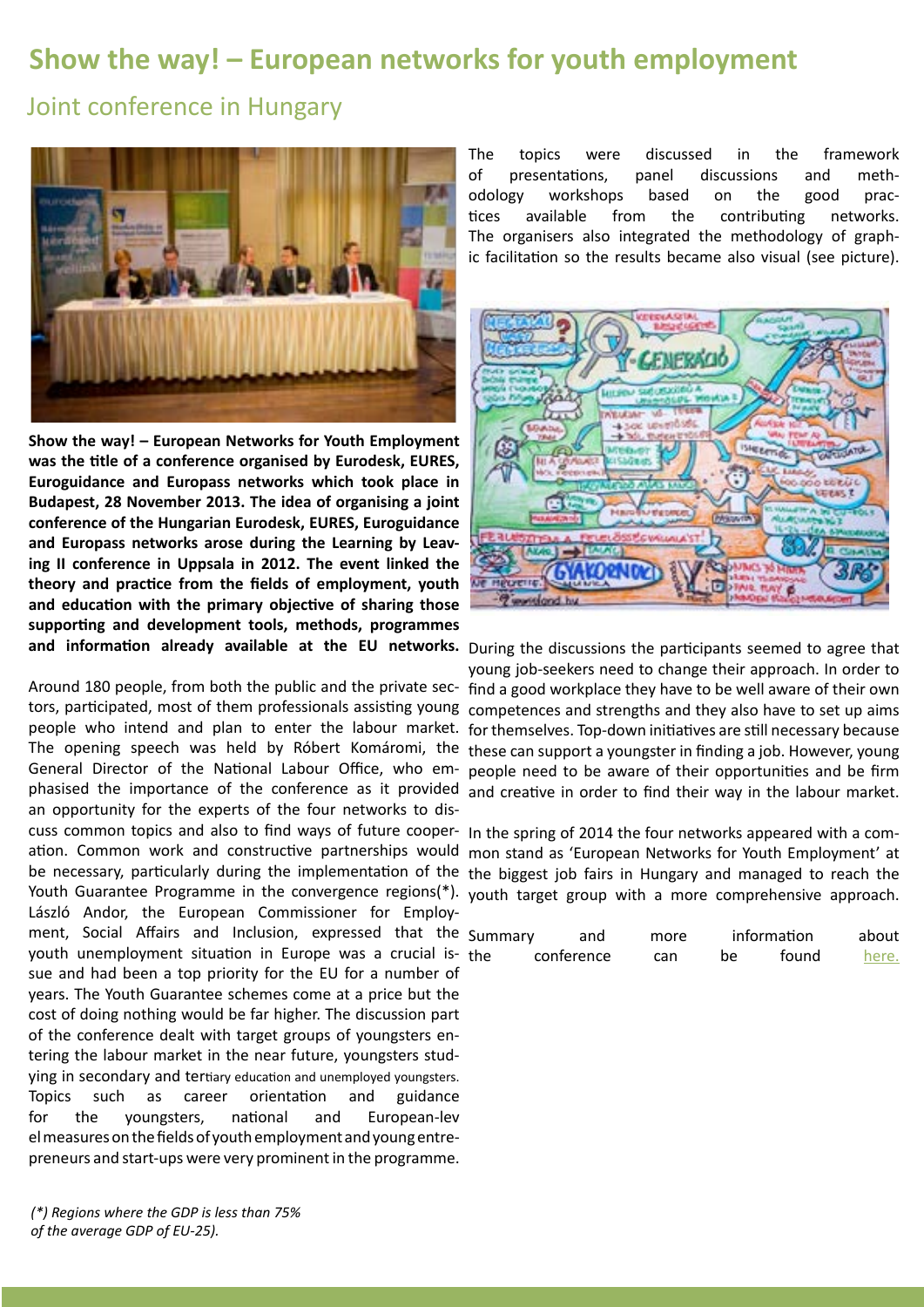# Show the way! – European networks for youth employment

## Joint conference in Hungary

**Show the way! – European Networks for Youth Employment was the title of a conference organised by Eurodesk, EURES, Euroguidance and Europass networks which took place in Budapest, 28 November 2013. The idea of organising a joint conference of the Hungarian Eurodesk, EURES, Euroguidance and Europass networks arose during the Learning by Leaving II conference in Uppsala in 2012. The event linked the theory and practice from the fields of employment, youth and education with the primary objective of sharing those supporting and development tools, methods, programmes and information already available at the EU networks.**

Around 180 people, from both the public and the private sectors, participated, most of them professionals assisting young people who intend and plan to enter the labour market. The opening speech was held by Róbert Komáromi, the General Director of the National Labour Office, who emphasised the importance of the conference as it provided an opportunity for the experts of the four networks to discuss common topics and also to find ways of future cooperation. Common work and constructive partnerships would be necessary, particularly during the implementation of the Youth Guarantee Programme in the convergence regions(*). László Andor, the European Commissioner for Employment, Social Affairs and Inclusion, expressed that the youth unemployment situation in Europe was a crucial issue and had been a top priority for the EU for a number of years. The Youth Guarantee schemes come at a price but the cost of doing nothing would be far higher. The discussion part of the conference dealt with target groups of youngsters entering the labour market in the near future, youngsters studying in secondary and tertiary education and unemployed youngsters. Topics such as career orientation and guidance for the youngsters, national and European-level measures on the fields of youth employment and young entrepreneurs and start-ups were very prominent in the programme.

*(*) Regions where the GDP is less than 75% of the average GDP of EU-25).*

The topics were discussed in the framework of presentations, panel discussions and methodology workshops based on the good practices available from the contributing networks. The organisers also integrated the methodology of graphic facilitation so the results became also visual (see picture).

During the discussions the participants seemed to agree that young job-seekers need to change their approach. In order to find a good workplace they have to be well aware of their own competences and strengths and they also have to set up aims for themselves. Top-down initiatives are still necessary because these can support a youngster in finding a job. However, young people need to be aware of their opportunities and be firm and creative in order to find their way in the labour market.

In the spring of 2014 the four networks appeared with a common stand as 'European Networks for Youth Employment' at the biggest job fairs in Hungary and managed to reach the youth target group with a more comprehensive approach.

Summary and more information about the conference can be found here.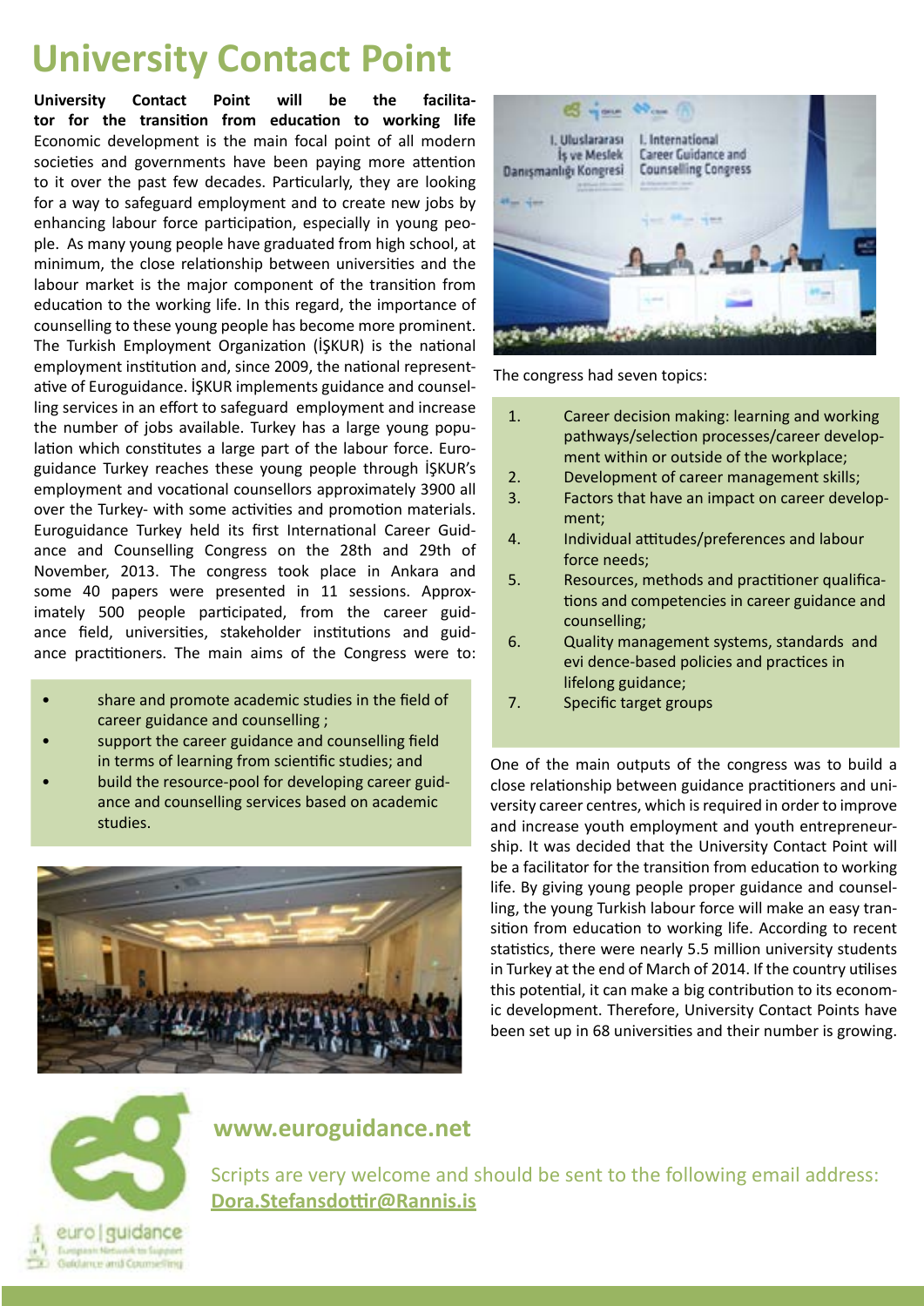# University Contact Point

**University Contact Point will be the facilitator for the transition from education to working life**
Economic development is the main focal point of all modern societies and governments have been paying more attention to it over the past few decades. Particularly, they are looking for a way to safeguard employment and to create new jobs by enhancing labour force participation, especially in young people. As many young people have graduated from high school, at minimum, the close relationship between universities and the labour market is the major component of the transition from education to the working life. In this regard, the importance of counselling to these young people has become more prominent. The Turkish Employment Organization (İŞKUR) is the national employment institution and, since 2009, the national representative of Euroguidance. İŞKUR implements guidance and counselling services in an effort to safeguard employment and increase the number of jobs available. Turkey has a large young population which constitutes a large part of the labour force. Euroguidance Turkey reaches these young people through İŞKUR's employment and vocational counsellors approximately 3900 all over the Turkey- with some activities and promotion materials. Euroguidance Turkey held its first International Career Guidance and Counselling Congress on the 28th and 29th of November, 2013. The congress took place in Ankara and some 40 papers were presented in 11 sessions. Approximately 500 people participated, from the career guidance field, universities, stakeholder institutions and guidance practitioners. The main aims of the Congress were to:

- share and promote academic studies in the field of career guidance and counselling ;
- support the career guidance and counselling field in terms of learning from scientific studies; and
- build the resource-pool for developing career guidance and counselling services based on academic studies.

The congress had seven topics:

1. Career decision making: learning and working pathways/selection processes/career development within or outside of the workplace;
2. Development of career management skills;
3. Factors that have an impact on career development;
4. Individual attitudes/preferences and labour force needs;
5. Resources, methods and practitioner qualifications and competencies in career guidance and counselling;
6. Quality management systems, standards and evi dence-based policies and practices in lifelong guidance;
7. Specific target groups

One of the main outputs of the congress was to build a close relationship between guidance practitioners and university career centres, which is required in order to improve and increase youth employment and youth entrepreneurship. It was decided that the University Contact Point will be a facilitator for the transition from education to working life. By giving young people proper guidance and counselling, the young Turkish labour force will make an easy transition from education to working life. According to recent statistics, there were nearly 5.5 million university students in Turkey at the end of March of 2014. If the country utilises this potential, it can make a big contribution to its economic development. Therefore, University Contact Points have been set up in 68 universities and their number is growing.

## www.euroguidance.net

Scripts are very welcome and should be sent to the following email address: **Dora.Stefansdottir@Rannis.is**